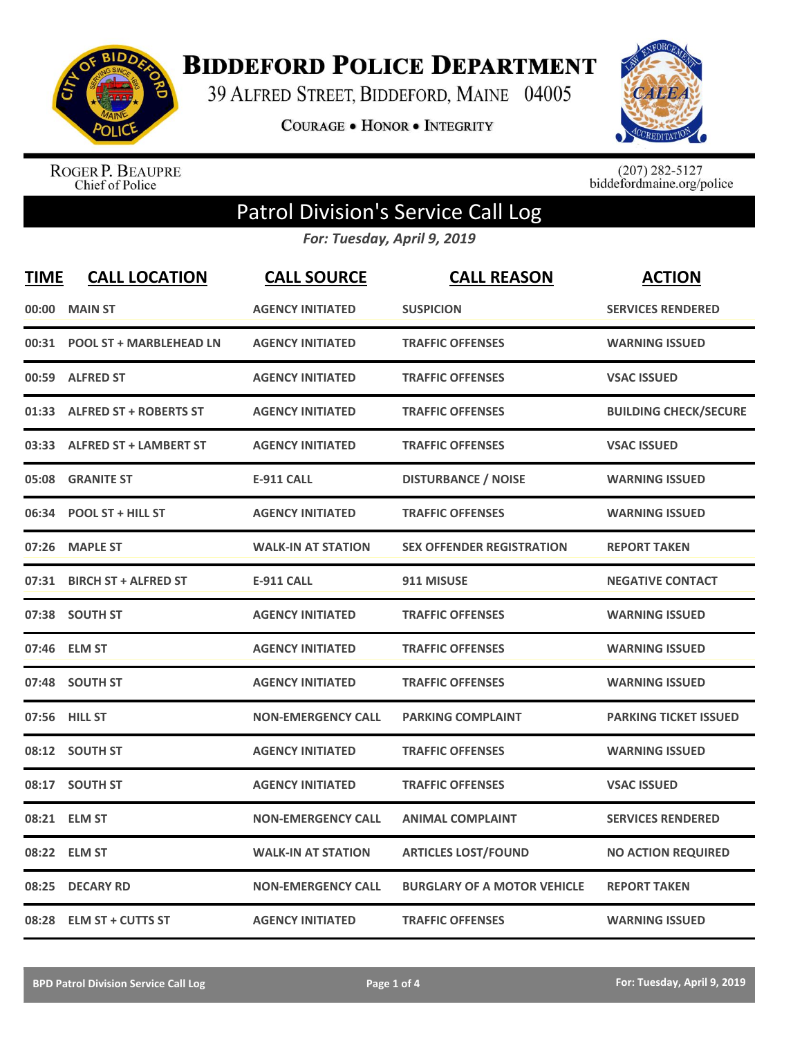# Biddeford Police Department

39 Alfred Street, Biddeford, Maine 04005

Courage • Honor • Integrity

Roger P. Beaupre
Chief of Police

(207) 282-5127
biddefordmaine.org/police

## Patrol Division's Service Call Log

*For: Tuesday, April 9, 2019*

| TIME | CALL LOCATION | CALL SOURCE | CALL REASON | ACTION |
|---|---|---|---|---|
| 00:00 | MAIN ST | AGENCY INITIATED | SUSPICION | SERVICES RENDERED |
| 00:31 | POOL ST + MARBLEHEAD LN | AGENCY INITIATED | TRAFFIC OFFENSES | WARNING ISSUED |
| 00:59 | ALFRED ST | AGENCY INITIATED | TRAFFIC OFFENSES | VSAC ISSUED |
| 01:33 | ALFRED ST + ROBERTS ST | AGENCY INITIATED | TRAFFIC OFFENSES | BUILDING CHECK/SECURE |
| 03:33 | ALFRED ST + LAMBERT ST | AGENCY INITIATED | TRAFFIC OFFENSES | VSAC ISSUED |
| 05:08 | GRANITE ST | E-911 CALL | DISTURBANCE / NOISE | WARNING ISSUED |
| 06:34 | POOL ST + HILL ST | AGENCY INITIATED | TRAFFIC OFFENSES | WARNING ISSUED |
| 07:26 | MAPLE ST | WALK-IN AT STATION | SEX OFFENDER REGISTRATION | REPORT TAKEN |
| 07:31 | BIRCH ST + ALFRED ST | E-911 CALL | 911 MISUSE | NEGATIVE CONTACT |
| 07:38 | SOUTH ST | AGENCY INITIATED | TRAFFIC OFFENSES | WARNING ISSUED |
| 07:46 | ELM ST | AGENCY INITIATED | TRAFFIC OFFENSES | WARNING ISSUED |
| 07:48 | SOUTH ST | AGENCY INITIATED | TRAFFIC OFFENSES | WARNING ISSUED |
| 07:56 | HILL ST | NON-EMERGENCY CALL | PARKING COMPLAINT | PARKING TICKET ISSUED |
| 08:12 | SOUTH ST | AGENCY INITIATED | TRAFFIC OFFENSES | WARNING ISSUED |
| 08:17 | SOUTH ST | AGENCY INITIATED | TRAFFIC OFFENSES | VSAC ISSUED |
| 08:21 | ELM ST | NON-EMERGENCY CALL | ANIMAL COMPLAINT | SERVICES RENDERED |
| 08:22 | ELM ST | WALK-IN AT STATION | ARTICLES LOST/FOUND | NO ACTION REQUIRED |
| 08:25 | DECARY RD | NON-EMERGENCY CALL | BURGLARY OF A MOTOR VEHICLE | REPORT TAKEN |
| 08:28 | ELM ST + CUTTS ST | AGENCY INITIATED | TRAFFIC OFFENSES | WARNING ISSUED |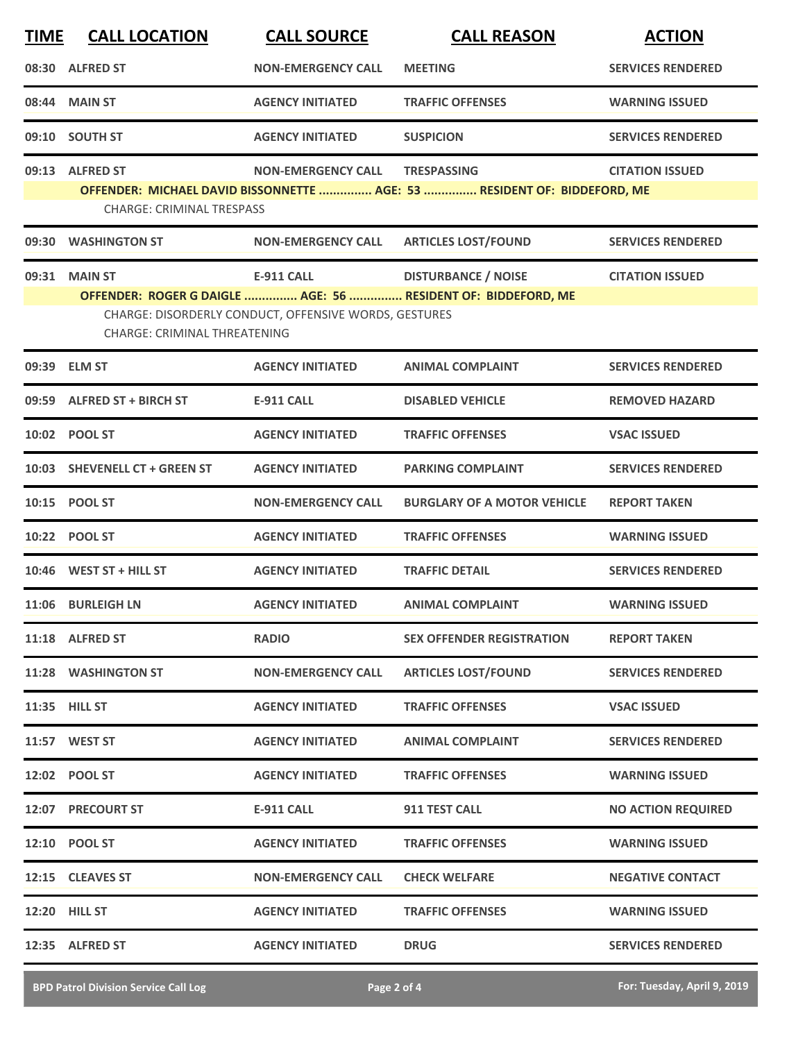| TIME | CALL LOCATION | CALL SOURCE | CALL REASON | ACTION |
|---|---|---|---|---|
| 08:30 | ALFRED ST | NON-EMERGENCY CALL | MEETING | SERVICES RENDERED |
| 08:44 | MAIN ST | AGENCY INITIATED | TRAFFIC OFFENSES | WARNING ISSUED |
| 09:10 | SOUTH ST | AGENCY INITIATED | SUSPICION | SERVICES RENDERED |
| 09:13 | ALFRED ST | NON-EMERGENCY CALL | TRESPASSING | CITATION ISSUED |
| | OFFENDER: MICHAEL DAVID BISSONNETTE ............... AGE: 53 ............... RESIDENT OF: BIDDEFORD, ME | | | |
| | CHARGE: CRIMINAL TRESPASS | | | |
| 09:30 | WASHINGTON ST | NON-EMERGENCY CALL | ARTICLES LOST/FOUND | SERVICES RENDERED |
| 09:31 | MAIN ST | E-911 CALL | DISTURBANCE / NOISE | CITATION ISSUED |
| | OFFENDER: ROGER G DAIGLE ............... AGE: 56 ............... RESIDENT OF: BIDDEFORD, ME | | | |
| | CHARGE: DISORDERLY CONDUCT, OFFENSIVE WORDS, GESTURES | | | |
| | CHARGE: CRIMINAL THREATENING | | | |
| 09:39 | ELM ST | AGENCY INITIATED | ANIMAL COMPLAINT | SERVICES RENDERED |
| 09:59 | ALFRED ST + BIRCH ST | E-911 CALL | DISABLED VEHICLE | REMOVED HAZARD |
| 10:02 | POOL ST | AGENCY INITIATED | TRAFFIC OFFENSES | VSAC ISSUED |
| 10:03 | SHEVENELL CT + GREEN ST | AGENCY INITIATED | PARKING COMPLAINT | SERVICES RENDERED |
| 10:15 | POOL ST | NON-EMERGENCY CALL | BURGLARY OF A MOTOR VEHICLE | REPORT TAKEN |
| 10:22 | POOL ST | AGENCY INITIATED | TRAFFIC OFFENSES | WARNING ISSUED |
| 10:46 | WEST ST + HILL ST | AGENCY INITIATED | TRAFFIC DETAIL | SERVICES RENDERED |
| 11:06 | BURLEIGH LN | AGENCY INITIATED | ANIMAL COMPLAINT | WARNING ISSUED |
| 11:18 | ALFRED ST | RADIO | SEX OFFENDER REGISTRATION | REPORT TAKEN |
| 11:28 | WASHINGTON ST | NON-EMERGENCY CALL | ARTICLES LOST/FOUND | SERVICES RENDERED |
| 11:35 | HILL ST | AGENCY INITIATED | TRAFFIC OFFENSES | VSAC ISSUED |
| 11:57 | WEST ST | AGENCY INITIATED | ANIMAL COMPLAINT | SERVICES RENDERED |
| 12:02 | POOL ST | AGENCY INITIATED | TRAFFIC OFFENSES | WARNING ISSUED |
| 12:07 | PRECOURT ST | E-911 CALL | 911 TEST CALL | NO ACTION REQUIRED |
| 12:10 | POOL ST | AGENCY INITIATED | TRAFFIC OFFENSES | WARNING ISSUED |
| 12:15 | CLEAVES ST | NON-EMERGENCY CALL | CHECK WELFARE | NEGATIVE CONTACT |
| 12:20 | HILL ST | AGENCY INITIATED | TRAFFIC OFFENSES | WARNING ISSUED |
| 12:35 | ALFRED ST | AGENCY INITIATED | DRUG | SERVICES RENDERED |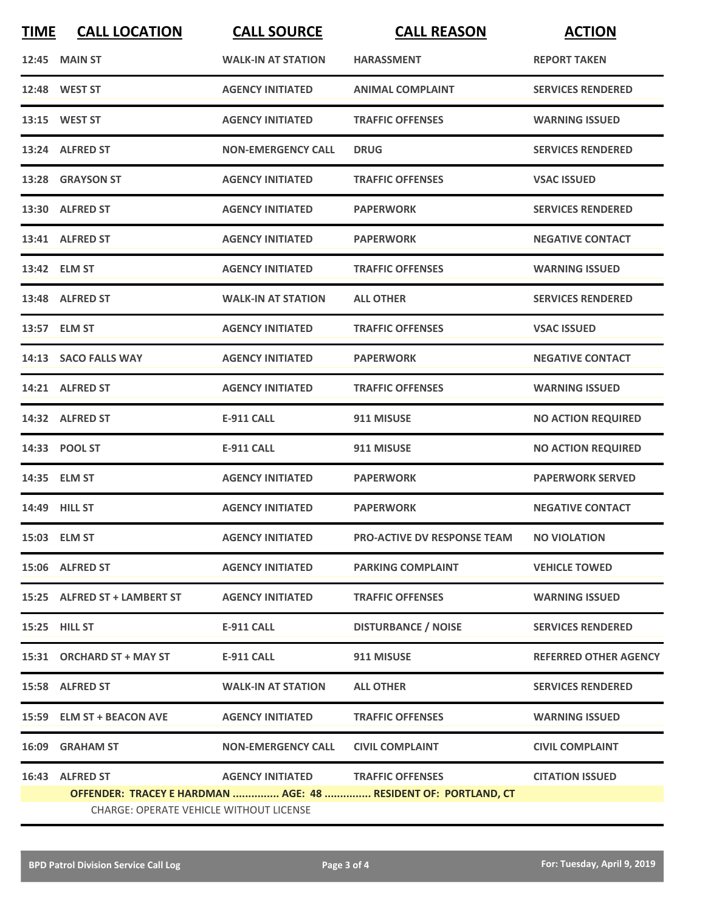| TIME | CALL LOCATION | CALL SOURCE | CALL REASON | ACTION |
|---|---|---|---|---|
| 12:45 | MAIN ST | WALK-IN AT STATION | HARASSMENT | REPORT TAKEN |
| 12:48 | WEST ST | AGENCY INITIATED | ANIMAL COMPLAINT | SERVICES RENDERED |
| 13:15 | WEST ST | AGENCY INITIATED | TRAFFIC OFFENSES | WARNING ISSUED |
| 13:24 | ALFRED ST | NON-EMERGENCY CALL | DRUG | SERVICES RENDERED |
| 13:28 | GRAYSON ST | AGENCY INITIATED | TRAFFIC OFFENSES | VSAC ISSUED |
| 13:30 | ALFRED ST | AGENCY INITIATED | PAPERWORK | SERVICES RENDERED |
| 13:41 | ALFRED ST | AGENCY INITIATED | PAPERWORK | NEGATIVE CONTACT |
| 13:42 | ELM ST | AGENCY INITIATED | TRAFFIC OFFENSES | WARNING ISSUED |
| 13:48 | ALFRED ST | WALK-IN AT STATION | ALL OTHER | SERVICES RENDERED |
| 13:57 | ELM ST | AGENCY INITIATED | TRAFFIC OFFENSES | VSAC ISSUED |
| 14:13 | SACO FALLS WAY | AGENCY INITIATED | PAPERWORK | NEGATIVE CONTACT |
| 14:21 | ALFRED ST | AGENCY INITIATED | TRAFFIC OFFENSES | WARNING ISSUED |
| 14:32 | ALFRED ST | E-911 CALL | 911 MISUSE | NO ACTION REQUIRED |
| 14:33 | POOL ST | E-911 CALL | 911 MISUSE | NO ACTION REQUIRED |
| 14:35 | ELM ST | AGENCY INITIATED | PAPERWORK | PAPERWORK SERVED |
| 14:49 | HILL ST | AGENCY INITIATED | PAPERWORK | NEGATIVE CONTACT |
| 15:03 | ELM ST | AGENCY INITIATED | PRO-ACTIVE DV RESPONSE TEAM | NO VIOLATION |
| 15:06 | ALFRED ST | AGENCY INITIATED | PARKING COMPLAINT | VEHICLE TOWED |
| 15:25 | ALFRED ST + LAMBERT ST | AGENCY INITIATED | TRAFFIC OFFENSES | WARNING ISSUED |
| 15:25 | HILL ST | E-911 CALL | DISTURBANCE / NOISE | SERVICES RENDERED |
| 15:31 | ORCHARD ST + MAY ST | E-911 CALL | 911 MISUSE | REFERRED OTHER AGENCY |
| 15:58 | ALFRED ST | WALK-IN AT STATION | ALL OTHER | SERVICES RENDERED |
| 15:59 | ELM ST + BEACON AVE | AGENCY INITIATED | TRAFFIC OFFENSES | WARNING ISSUED |
| 16:09 | GRAHAM ST | NON-EMERGENCY CALL | CIVIL COMPLAINT | CIVIL COMPLAINT |
| 16:43 | ALFRED ST | AGENCY INITIATED | TRAFFIC OFFENSES | CITATION ISSUED |

**OFFENDER: TRACEY E HARDMAN ............... AGE: 48 ............... RESIDENT OF: PORTLAND, CT**

CHARGE: OPERATE VEHICLE WITHOUT LICENSE

BPD Patrol Division Service Call Log — For: Tuesday, April 9, 2019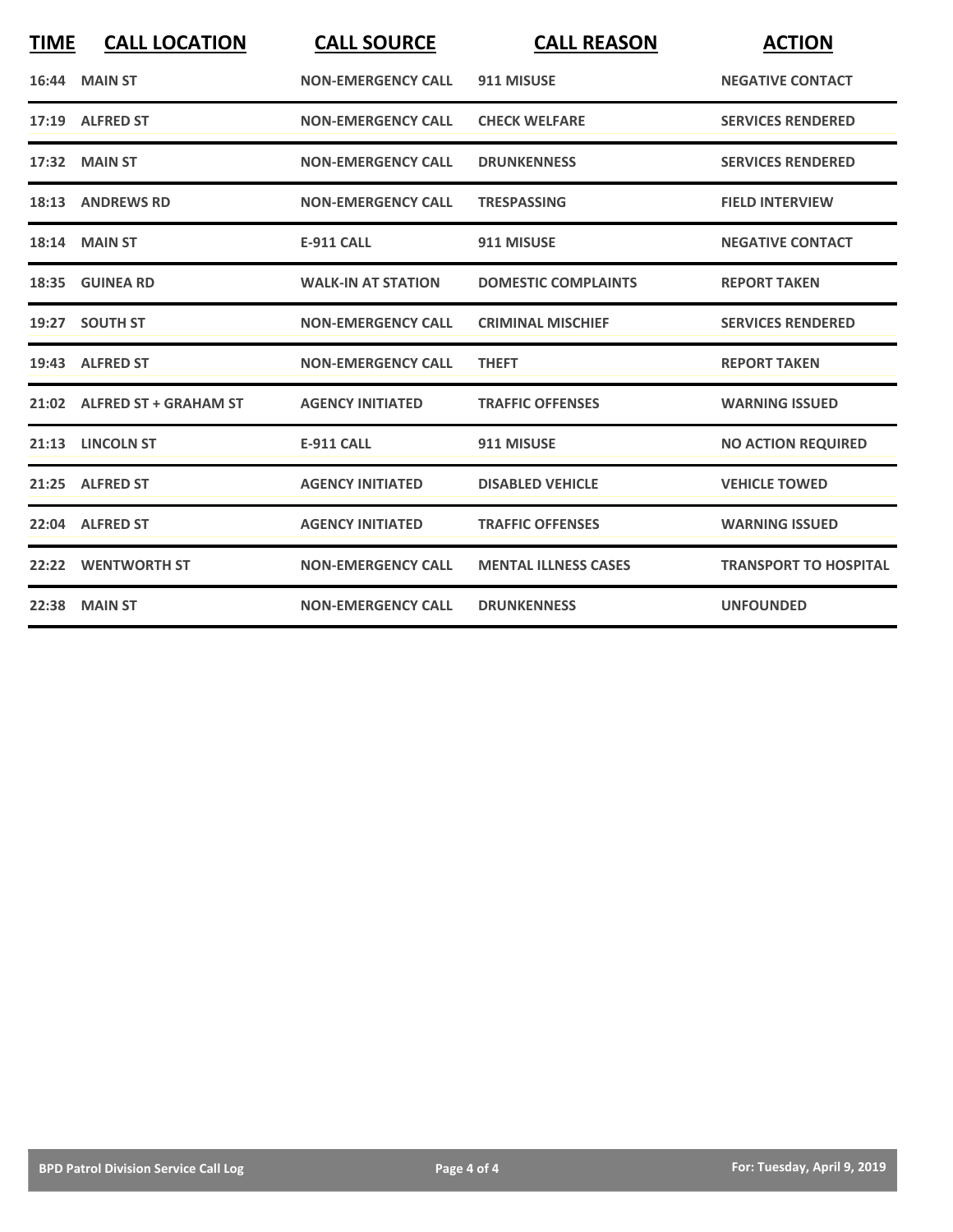| TIME | CALL LOCATION | CALL SOURCE | CALL REASON | ACTION |
|---|---|---|---|---|
| 16:44 | MAIN ST | NON-EMERGENCY CALL | 911 MISUSE | NEGATIVE CONTACT |
| 17:19 | ALFRED ST | NON-EMERGENCY CALL | CHECK WELFARE | SERVICES RENDERED |
| 17:32 | MAIN ST | NON-EMERGENCY CALL | DRUNKENNESS | SERVICES RENDERED |
| 18:13 | ANDREWS RD | NON-EMERGENCY CALL | TRESPASSING | FIELD INTERVIEW |
| 18:14 | MAIN ST | E-911 CALL | 911 MISUSE | NEGATIVE CONTACT |
| 18:35 | GUINEA RD | WALK-IN AT STATION | DOMESTIC COMPLAINTS | REPORT TAKEN |
| 19:27 | SOUTH ST | NON-EMERGENCY CALL | CRIMINAL MISCHIEF | SERVICES RENDERED |
| 19:43 | ALFRED ST | NON-EMERGENCY CALL | THEFT | REPORT TAKEN |
| 21:02 | ALFRED ST + GRAHAM ST | AGENCY INITIATED | TRAFFIC OFFENSES | WARNING ISSUED |
| 21:13 | LINCOLN ST | E-911 CALL | 911 MISUSE | NO ACTION REQUIRED |
| 21:25 | ALFRED ST | AGENCY INITIATED | DISABLED VEHICLE | VEHICLE TOWED |
| 22:04 | ALFRED ST | AGENCY INITIATED | TRAFFIC OFFENSES | WARNING ISSUED |
| 22:22 | WENTWORTH ST | NON-EMERGENCY CALL | MENTAL ILLNESS CASES | TRANSPORT TO HOSPITAL |
| 22:38 | MAIN ST | NON-EMERGENCY CALL | DRUNKENNESS | UNFOUNDED |